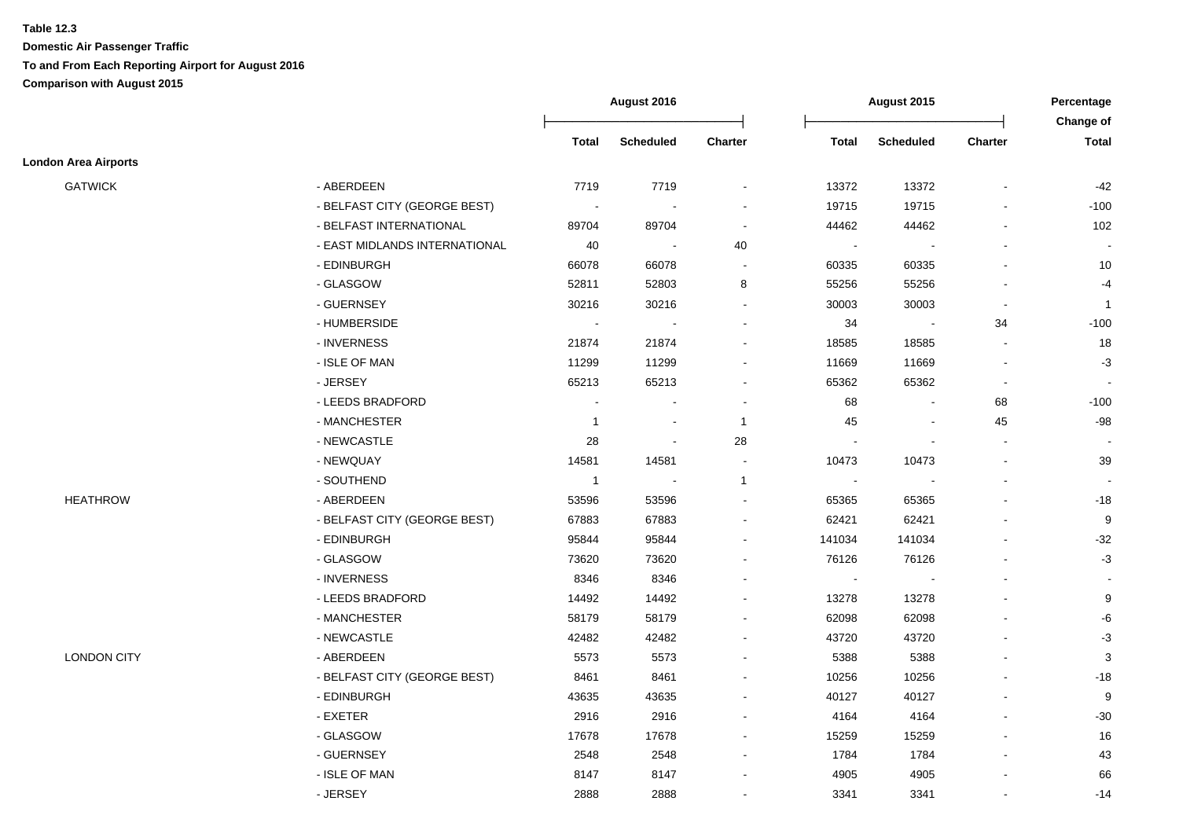**Table 12.3**

**Domestic Air Passenger Traffic**

**To and From Each Reporting Airport for August 2016**

**Comparison with August 2015**

| | | August 2016 | | | August 2015 | | | Percentage Change of |
|---|---|---|---|---|---|---|---|---|
| | | Total | Scheduled | Charter | Total | Scheduled | Charter | Total |
| **London Area Airports** | | | | | | | | |
| GATWICK | - ABERDEEN | 7719 | 7719 | - | 13372 | 13372 | - | -42 |
| | - BELFAST CITY (GEORGE BEST) | - | - | - | 19715 | 19715 | - | -100 |
| | - BELFAST INTERNATIONAL | 89704 | 89704 | - | 44462 | 44462 | - | 102 |
| | - EAST MIDLANDS INTERNATIONAL | 40 | - | 40 | - | - | - | - |
| | - EDINBURGH | 66078 | 66078 | - | 60335 | 60335 | - | 10 |
| | - GLASGOW | 52811 | 52803 | 8 | 55256 | 55256 | - | -4 |
| | - GUERNSEY | 30216 | 30216 | - | 30003 | 30003 | - | 1 |
| | - HUMBERSIDE | - | - | - | 34 | - | 34 | -100 |
| | - INVERNESS | 21874 | 21874 | - | 18585 | 18585 | - | 18 |
| | - ISLE OF MAN | 11299 | 11299 | - | 11669 | 11669 | - | -3 |
| | - JERSEY | 65213 | 65213 | - | 65362 | 65362 | - | - |
| | - LEEDS BRADFORD | - | - | - | 68 | - | 68 | -100 |
| | - MANCHESTER | 1 | - | 1 | 45 | - | 45 | -98 |
| | - NEWCASTLE | 28 | - | 28 | - | - | - | - |
| | - NEWQUAY | 14581 | 14581 | - | 10473 | 10473 | - | 39 |
| | - SOUTHEND | 1 | - | 1 | - | - | - | - |
| HEATHROW | - ABERDEEN | 53596 | 53596 | - | 65365 | 65365 | - | -18 |
| | - BELFAST CITY (GEORGE BEST) | 67883 | 67883 | - | 62421 | 62421 | - | 9 |
| | - EDINBURGH | 95844 | 95844 | - | 141034 | 141034 | - | -32 |
| | - GLASGOW | 73620 | 73620 | - | 76126 | 76126 | - | -3 |
| | - INVERNESS | 8346 | 8346 | - | - | - | - | - |
| | - LEEDS BRADFORD | 14492 | 14492 | - | 13278 | 13278 | - | 9 |
| | - MANCHESTER | 58179 | 58179 | - | 62098 | 62098 | - | -6 |
| | - NEWCASTLE | 42482 | 42482 | - | 43720 | 43720 | - | -3 |
| LONDON CITY | - ABERDEEN | 5573 | 5573 | - | 5388 | 5388 | - | 3 |
| | - BELFAST CITY (GEORGE BEST) | 8461 | 8461 | - | 10256 | 10256 | - | -18 |
| | - EDINBURGH | 43635 | 43635 | - | 40127 | 40127 | - | 9 |
| | - EXETER | 2916 | 2916 | - | 4164 | 4164 | - | -30 |
| | - GLASGOW | 17678 | 17678 | - | 15259 | 15259 | - | 16 |
| | - GUERNSEY | 2548 | 2548 | - | 1784 | 1784 | - | 43 |
| | - ISLE OF MAN | 8147 | 8147 | - | 4905 | 4905 | - | 66 |
| | - JERSEY | 2888 | 2888 | - | 3341 | 3341 | - | -14 |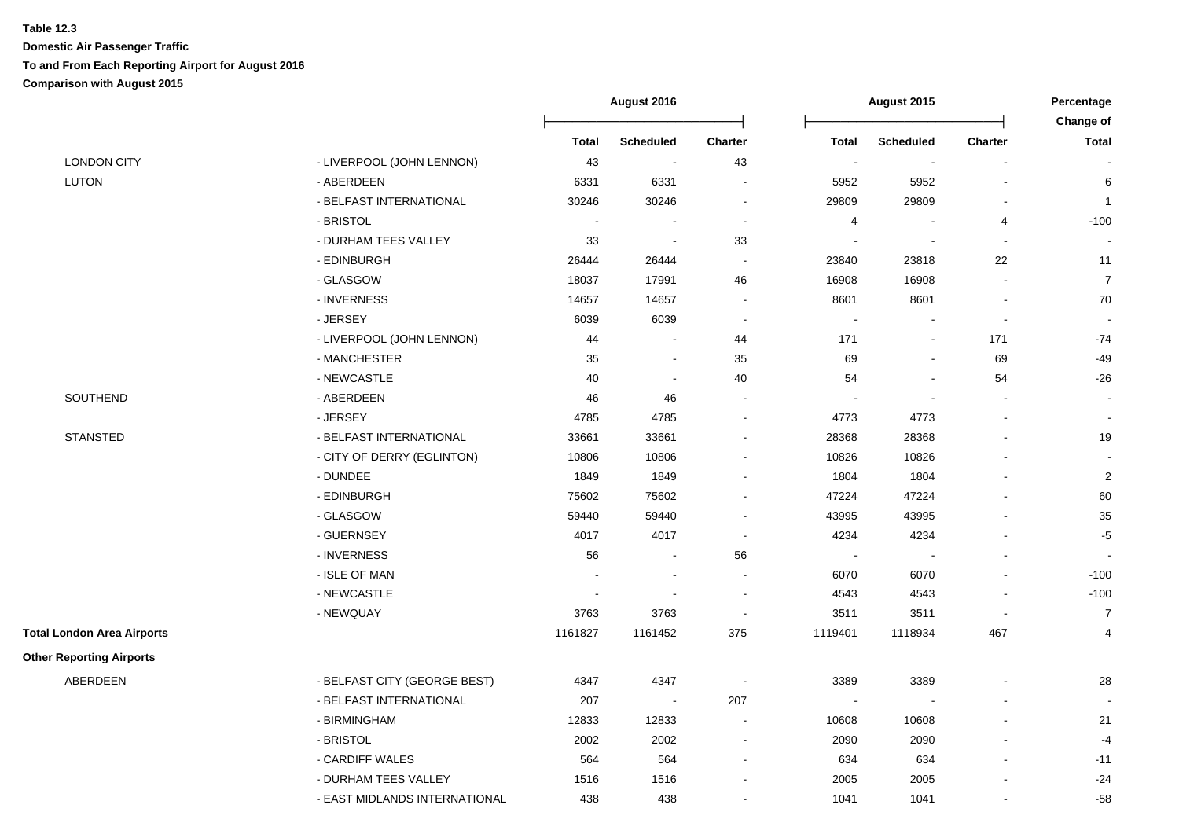**Table 12.3**

**Domestic Air Passenger Traffic**

**To and From Each Reporting Airport for August 2016**

**Comparison with August 2015**

| | | August 2016 | | | August 2015 | | | Percentage Change of |
|---|---|---|---|---|---|---|---|---|
| | | **Total** | **Scheduled** | **Charter** | **Total** | **Scheduled** | **Charter** | **Total** |
| LONDON CITY | - LIVERPOOL (JOHN LENNON) | 43 | - | 43 | - | - | - | - |
| LUTON | - ABERDEEN | 6331 | 6331 | - | 5952 | 5952 | - | 6 |
| | - BELFAST INTERNATIONAL | 30246 | 30246 | - | 29809 | 29809 | - | 1 |
| | - BRISTOL | - | - | - | 4 | - | 4 | -100 |
| | - DURHAM TEES VALLEY | 33 | - | 33 | - | - | - | - |
| | - EDINBURGH | 26444 | 26444 | - | 23840 | 23818 | 22 | 11 |
| | - GLASGOW | 18037 | 17991 | 46 | 16908 | 16908 | - | 7 |
| | - INVERNESS | 14657 | 14657 | - | 8601 | 8601 | - | 70 |
| | - JERSEY | 6039 | 6039 | - | - | - | - | - |
| | - LIVERPOOL (JOHN LENNON) | 44 | - | 44 | 171 | - | 171 | -74 |
| | - MANCHESTER | 35 | - | 35 | 69 | - | 69 | -49 |
| | - NEWCASTLE | 40 | - | 40 | 54 | - | 54 | -26 |
| SOUTHEND | - ABERDEEN | 46 | 46 | - | - | - | - | - |
| | - JERSEY | 4785 | 4785 | - | 4773 | 4773 | - | - |
| STANSTED | - BELFAST INTERNATIONAL | 33661 | 33661 | - | 28368 | 28368 | - | 19 |
| | - CITY OF DERRY (EGLINTON) | 10806 | 10806 | - | 10826 | 10826 | - | - |
| | - DUNDEE | 1849 | 1849 | - | 1804 | 1804 | - | 2 |
| | - EDINBURGH | 75602 | 75602 | - | 47224 | 47224 | - | 60 |
| | - GLASGOW | 59440 | 59440 | - | 43995 | 43995 | - | 35 |
| | - GUERNSEY | 4017 | 4017 | - | 4234 | 4234 | - | -5 |
| | - INVERNESS | 56 | - | 56 | - | - | - | - |
| | - ISLE OF MAN | - | - | - | 6070 | 6070 | - | -100 |
| | - NEWCASTLE | - | - | - | 4543 | 4543 | - | -100 |
| | - NEWQUAY | 3763 | 3763 | - | 3511 | 3511 | - | 7 |
| **Total London Area Airports** | | 1161827 | 1161452 | 375 | 1119401 | 1118934 | 467 | 4 |
| **Other Reporting Airports** | | | | | | | | |
| ABERDEEN | - BELFAST CITY (GEORGE BEST) | 4347 | 4347 | - | 3389 | 3389 | - | 28 |
| | - BELFAST INTERNATIONAL | 207 | - | 207 | - | - | - | - |
| | - BIRMINGHAM | 12833 | 12833 | - | 10608 | 10608 | - | 21 |
| | - BRISTOL | 2002 | 2002 | - | 2090 | 2090 | - | -4 |
| | - CARDIFF WALES | 564 | 564 | - | 634 | 634 | - | -11 |
| | - DURHAM TEES VALLEY | 1516 | 1516 | - | 2005 | 2005 | - | -24 |
| | - EAST MIDLANDS INTERNATIONAL | 438 | 438 | - | 1041 | 1041 | - | -58 |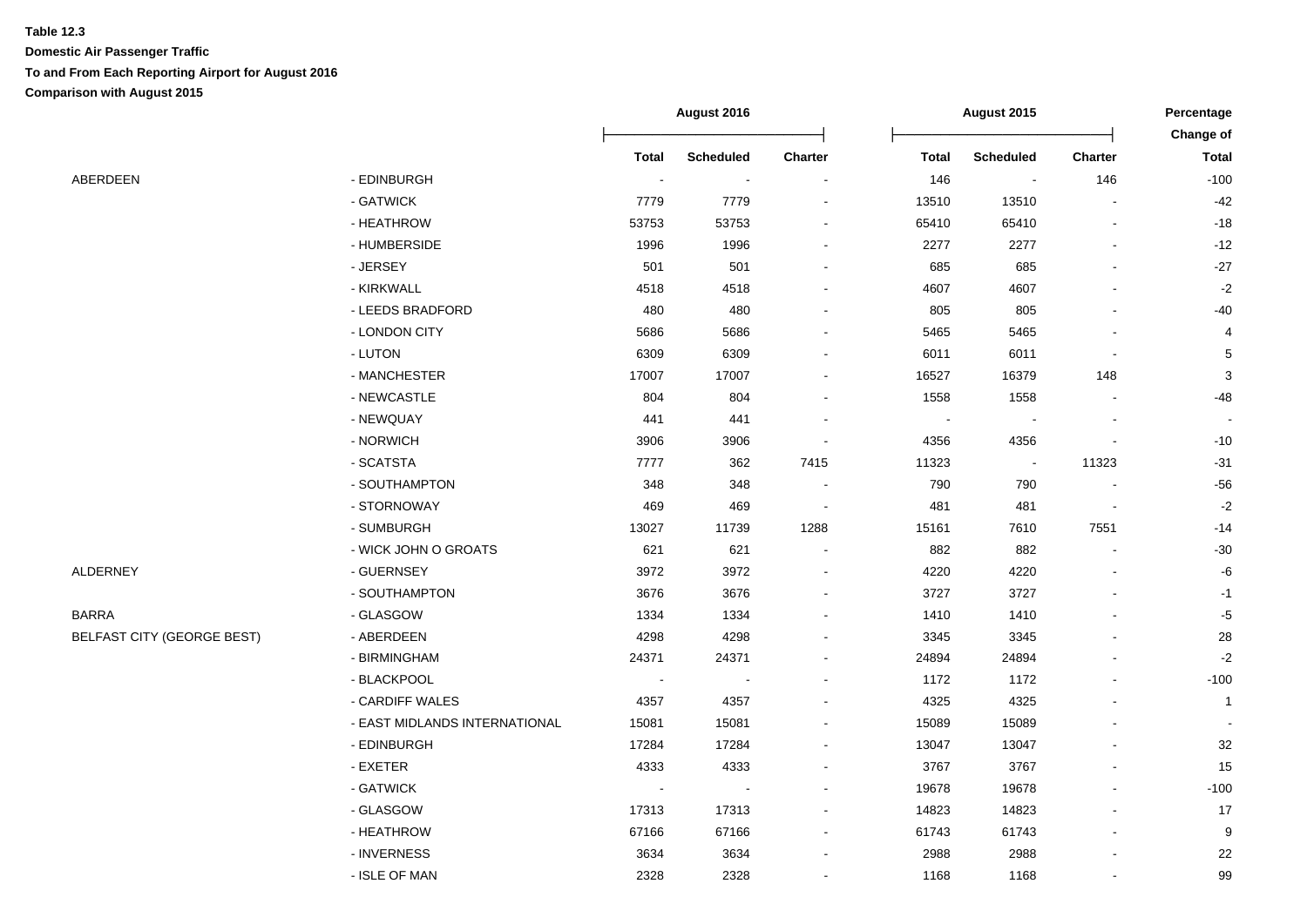**Table 12.3**

**Domestic Air Passenger Traffic**

**To and From Each Reporting Airport for August 2016**

**Comparison with August 2015**

| | | August 2016 | | | August 2015 | | | Percentage Change of |
|---|---|---|---|---|---|---|---|---|
| | | **Total** | **Scheduled** | **Charter** | **Total** | **Scheduled** | **Charter** | **Total** |
| ABERDEEN | - EDINBURGH | - | - | - | 146 | - | 146 | -100 |
| | - GATWICK | 7779 | 7779 | - | 13510 | 13510 | - | -42 |
| | - HEATHROW | 53753 | 53753 | - | 65410 | 65410 | - | -18 |
| | - HUMBERSIDE | 1996 | 1996 | - | 2277 | 2277 | - | -12 |
| | - JERSEY | 501 | 501 | - | 685 | 685 | - | -27 |
| | - KIRKWALL | 4518 | 4518 | - | 4607 | 4607 | - | -2 |
| | - LEEDS BRADFORD | 480 | 480 | - | 805 | 805 | - | -40 |
| | - LONDON CITY | 5686 | 5686 | - | 5465 | 5465 | - | 4 |
| | - LUTON | 6309 | 6309 | - | 6011 | 6011 | - | 5 |
| | - MANCHESTER | 17007 | 17007 | - | 16527 | 16379 | 148 | 3 |
| | - NEWCASTLE | 804 | 804 | - | 1558 | 1558 | - | -48 |
| | - NEWQUAY | 441 | 441 | - | - | - | - | - |
| | - NORWICH | 3906 | 3906 | - | 4356 | 4356 | - | -10 |
| | - SCATSTA | 7777 | 362 | 7415 | 11323 | - | 11323 | -31 |
| | - SOUTHAMPTON | 348 | 348 | - | 790 | 790 | - | -56 |
| | - STORNOWAY | 469 | 469 | - | 481 | 481 | - | -2 |
| | - SUMBURGH | 13027 | 11739 | 1288 | 15161 | 7610 | 7551 | -14 |
| | - WICK JOHN O GROATS | 621 | 621 | - | 882 | 882 | - | -30 |
| ALDERNEY | - GUERNSEY | 3972 | 3972 | - | 4220 | 4220 | - | -6 |
| | - SOUTHAMPTON | 3676 | 3676 | - | 3727 | 3727 | - | -1 |
| BARRA | - GLASGOW | 1334 | 1334 | - | 1410 | 1410 | - | -5 |
| BELFAST CITY (GEORGE BEST) | - ABERDEEN | 4298 | 4298 | - | 3345 | 3345 | - | 28 |
| | - BIRMINGHAM | 24371 | 24371 | - | 24894 | 24894 | - | -2 |
| | - BLACKPOOL | - | - | - | 1172 | 1172 | - | -100 |
| | - CARDIFF WALES | 4357 | 4357 | - | 4325 | 4325 | - | 1 |
| | - EAST MIDLANDS INTERNATIONAL | 15081 | 15081 | - | 15089 | 15089 | - | - |
| | - EDINBURGH | 17284 | 17284 | - | 13047 | 13047 | - | 32 |
| | - EXETER | 4333 | 4333 | - | 3767 | 3767 | - | 15 |
| | - GATWICK | - | - | - | 19678 | 19678 | - | -100 |
| | - GLASGOW | 17313 | 17313 | - | 14823 | 14823 | - | 17 |
| | - HEATHROW | 67166 | 67166 | - | 61743 | 61743 | - | 9 |
| | - INVERNESS | 3634 | 3634 | - | 2988 | 2988 | - | 22 |
| | - ISLE OF MAN | 2328 | 2328 | - | 1168 | 1168 | - | 99 |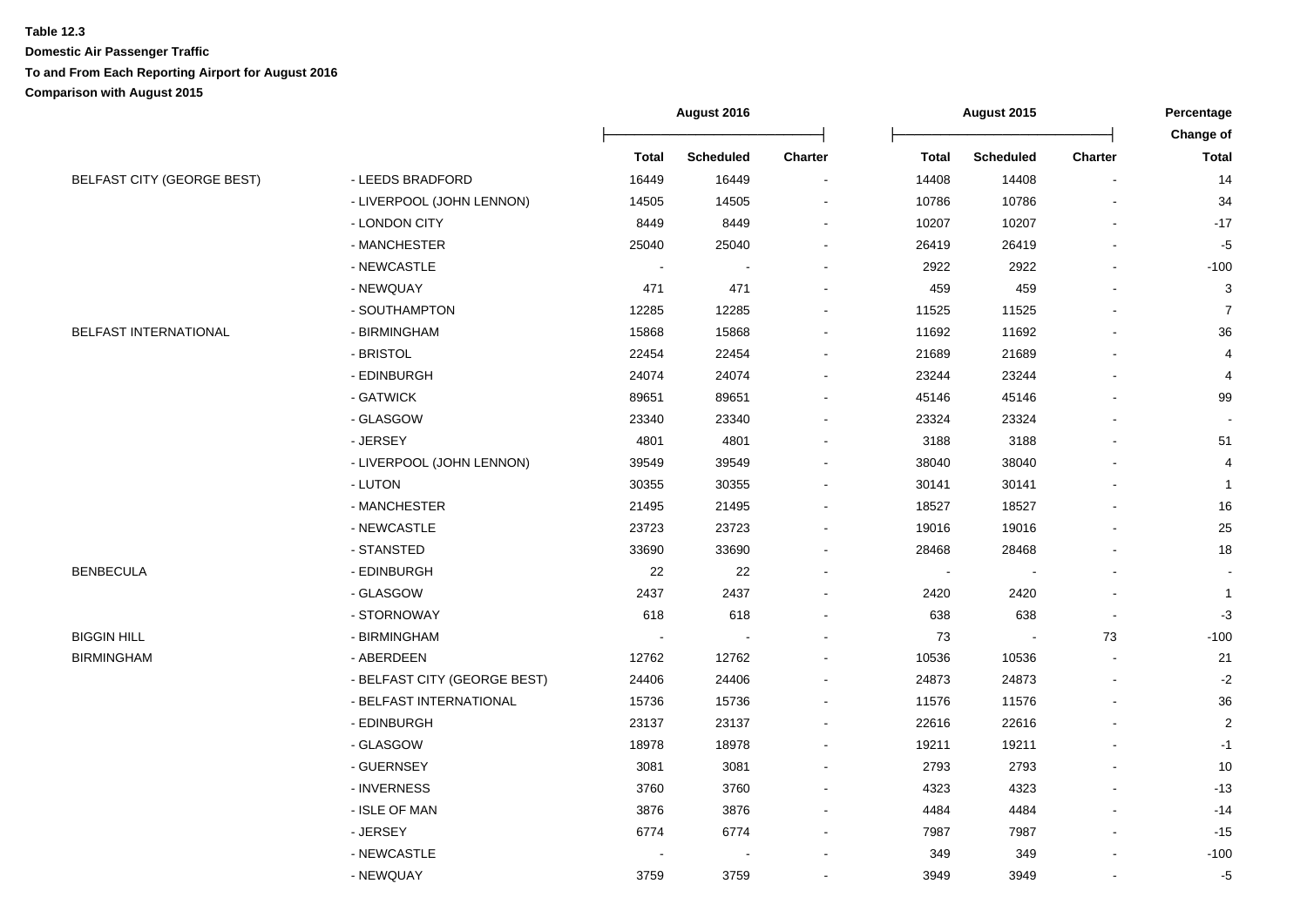**Table 12.3**

**Domestic Air Passenger Traffic**

**To and From Each Reporting Airport for August 2016**

**Comparison with August 2015**

| | | August 2016 | | | August 2015 | | | Percentage Change of |
|---|---|---|---|---|---|---|---|---|
| | | Total | Scheduled | Charter | Total | Scheduled | Charter | Total |
| BELFAST CITY (GEORGE BEST) | - LEEDS BRADFORD | 16449 | 16449 | - | 14408 | 14408 | - | 14 |
| | - LIVERPOOL (JOHN LENNON) | 14505 | 14505 | - | 10786 | 10786 | - | 34 |
| | - LONDON CITY | 8449 | 8449 | - | 10207 | 10207 | - | -17 |
| | - MANCHESTER | 25040 | 25040 | - | 26419 | 26419 | - | -5 |
| | - NEWCASTLE | - | - | - | 2922 | 2922 | - | -100 |
| | - NEWQUAY | 471 | 471 | - | 459 | 459 | - | 3 |
| | - SOUTHAMPTON | 12285 | 12285 | - | 11525 | 11525 | - | 7 |
| BELFAST INTERNATIONAL | - BIRMINGHAM | 15868 | 15868 | - | 11692 | 11692 | - | 36 |
| | - BRISTOL | 22454 | 22454 | - | 21689 | 21689 | - | 4 |
| | - EDINBURGH | 24074 | 24074 | - | 23244 | 23244 | - | 4 |
| | - GATWICK | 89651 | 89651 | - | 45146 | 45146 | - | 99 |
| | - GLASGOW | 23340 | 23340 | - | 23324 | 23324 | - | - |
| | - JERSEY | 4801 | 4801 | - | 3188 | 3188 | - | 51 |
| | - LIVERPOOL (JOHN LENNON) | 39549 | 39549 | - | 38040 | 38040 | - | 4 |
| | - LUTON | 30355 | 30355 | - | 30141 | 30141 | - | 1 |
| | - MANCHESTER | 21495 | 21495 | - | 18527 | 18527 | - | 16 |
| | - NEWCASTLE | 23723 | 23723 | - | 19016 | 19016 | - | 25 |
| | - STANSTED | 33690 | 33690 | - | 28468 | 28468 | - | 18 |
| BENBECULA | - EDINBURGH | 22 | 22 | - | - | - | - | - |
| | - GLASGOW | 2437 | 2437 | - | 2420 | 2420 | - | 1 |
| | - STORNOWAY | 618 | 618 | - | 638 | 638 | - | -3 |
| BIGGIN HILL | - BIRMINGHAM | - | - | - | 73 | - | 73 | -100 |
| BIRMINGHAM | - ABERDEEN | 12762 | 12762 | - | 10536 | 10536 | - | 21 |
| | - BELFAST CITY (GEORGE BEST) | 24406 | 24406 | - | 24873 | 24873 | - | -2 |
| | - BELFAST INTERNATIONAL | 15736 | 15736 | - | 11576 | 11576 | - | 36 |
| | - EDINBURGH | 23137 | 23137 | - | 22616 | 22616 | - | 2 |
| | - GLASGOW | 18978 | 18978 | - | 19211 | 19211 | - | -1 |
| | - GUERNSEY | 3081 | 3081 | - | 2793 | 2793 | - | 10 |
| | - INVERNESS | 3760 | 3760 | - | 4323 | 4323 | - | -13 |
| | - ISLE OF MAN | 3876 | 3876 | - | 4484 | 4484 | - | -14 |
| | - JERSEY | 6774 | 6774 | - | 7987 | 7987 | - | -15 |
| | - NEWCASTLE | - | - | - | 349 | 349 | - | -100 |
| | - NEWQUAY | 3759 | 3759 | - | 3949 | 3949 | - | -5 |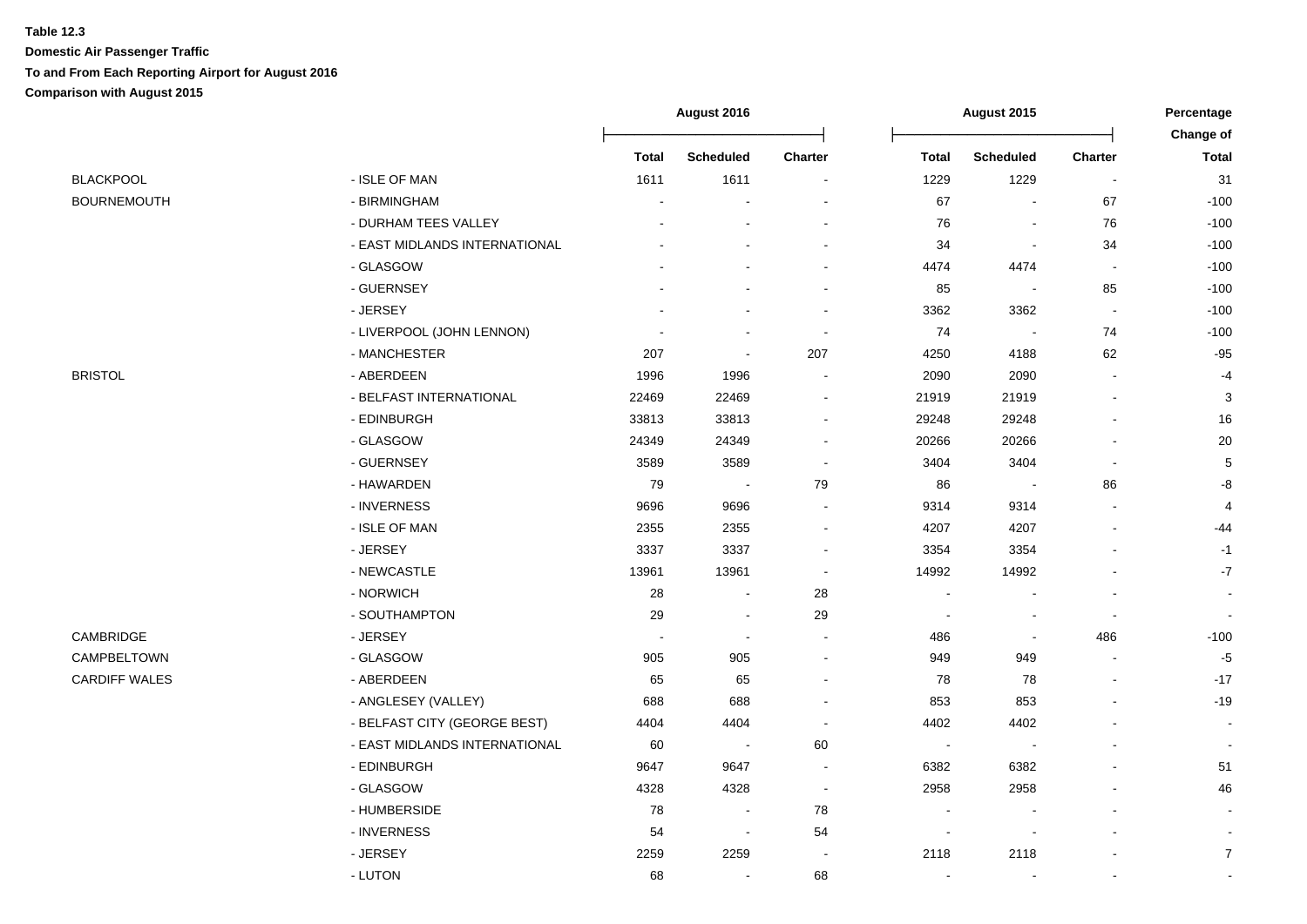**Table 12.3**
**Domestic Air Passenger Traffic**
**To and From Each Reporting Airport for August 2016**
**Comparison with August 2015**

| | | August 2016 | | | August 2015 | | | Percentage Change of |
|---|---|---|---|---|---|---|---|---|
| | | Total | Scheduled | Charter | Total | Scheduled | Charter | Total |
| BLACKPOOL | - ISLE OF MAN | 1611 | 1611 | - | 1229 | 1229 | - | 31 |
| BOURNEMOUTH | - BIRMINGHAM | - | - | - | 67 | - | 67 | -100 |
| | - DURHAM TEES VALLEY | - | - | - | 76 | - | 76 | -100 |
| | - EAST MIDLANDS INTERNATIONAL | - | - | - | 34 | - | 34 | -100 |
| | - GLASGOW | - | - | - | 4474 | 4474 | - | -100 |
| | - GUERNSEY | - | - | - | 85 | - | 85 | -100 |
| | - JERSEY | - | - | - | 3362 | 3362 | - | -100 |
| | - LIVERPOOL (JOHN LENNON) | - | - | - | 74 | - | 74 | -100 |
| | - MANCHESTER | 207 | - | 207 | 4250 | 4188 | 62 | -95 |
| BRISTOL | - ABERDEEN | 1996 | 1996 | - | 2090 | 2090 | - | -4 |
| | - BELFAST INTERNATIONAL | 22469 | 22469 | - | 21919 | 21919 | - | 3 |
| | - EDINBURGH | 33813 | 33813 | - | 29248 | 29248 | - | 16 |
| | - GLASGOW | 24349 | 24349 | - | 20266 | 20266 | - | 20 |
| | - GUERNSEY | 3589 | 3589 | - | 3404 | 3404 | - | 5 |
| | - HAWARDEN | 79 | - | 79 | 86 | - | 86 | -8 |
| | - INVERNESS | 9696 | 9696 | - | 9314 | 9314 | - | 4 |
| | - ISLE OF MAN | 2355 | 2355 | - | 4207 | 4207 | - | -44 |
| | - JERSEY | 3337 | 3337 | - | 3354 | 3354 | - | -1 |
| | - NEWCASTLE | 13961 | 13961 | - | 14992 | 14992 | - | -7 |
| | - NORWICH | 28 | - | 28 | - | - | - | - |
| | - SOUTHAMPTON | 29 | - | 29 | - | - | - | - |
| CAMBRIDGE | - JERSEY | - | - | - | 486 | - | 486 | -100 |
| CAMPBELTOWN | - GLASGOW | 905 | 905 | - | 949 | 949 | - | -5 |
| CARDIFF WALES | - ABERDEEN | 65 | 65 | - | 78 | 78 | - | -17 |
| | - ANGLESEY (VALLEY) | 688 | 688 | - | 853 | 853 | - | -19 |
| | - BELFAST CITY (GEORGE BEST) | 4404 | 4404 | - | 4402 | 4402 | - | - |
| | - EAST MIDLANDS INTERNATIONAL | 60 | - | 60 | - | - | - | - |
| | - EDINBURGH | 9647 | 9647 | - | 6382 | 6382 | - | 51 |
| | - GLASGOW | 4328 | 4328 | - | 2958 | 2958 | - | 46 |
| | - HUMBERSIDE | 78 | - | 78 | - | - | - | - |
| | - INVERNESS | 54 | - | 54 | - | - | - | - |
| | - JERSEY | 2259 | 2259 | - | 2118 | 2118 | - | 7 |
| | - LUTON | 68 | - | 68 | - | - | - | - |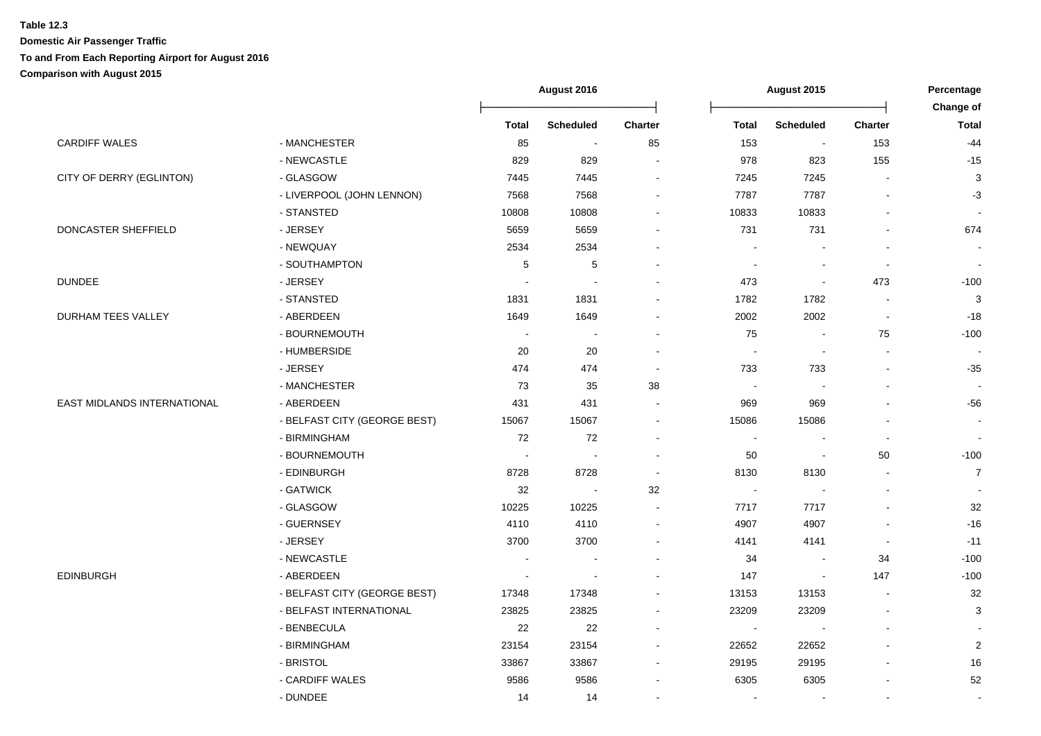**Table 12.3**

**Domestic Air Passenger Traffic**

**To and From Each Reporting Airport for August 2016**

**Comparison with August 2015**

| | | August 2016 | | | August 2015 | | | Percentage Change of |
|---|---|---|---|---|---|---|---|---|
| | | **Total** | **Scheduled** | **Charter** | **Total** | **Scheduled** | **Charter** | **Total** |
| CARDIFF WALES | - MANCHESTER | 85 | - | 85 | 153 | - | 153 | -44 |
| | - NEWCASTLE | 829 | 829 | - | 978 | 823 | 155 | -15 |
| CITY OF DERRY (EGLINTON) | - GLASGOW | 7445 | 7445 | - | 7245 | 7245 | - | 3 |
| | - LIVERPOOL (JOHN LENNON) | 7568 | 7568 | - | 7787 | 7787 | - | -3 |
| | - STANSTED | 10808 | 10808 | - | 10833 | 10833 | - | - |
| DONCASTER SHEFFIELD | - JERSEY | 5659 | 5659 | - | 731 | 731 | - | 674 |
| | - NEWQUAY | 2534 | 2534 | - | - | - | - | - |
| | - SOUTHAMPTON | 5 | 5 | - | - | - | - | - |
| DUNDEE | - JERSEY | - | - | - | 473 | - | 473 | -100 |
| | - STANSTED | 1831 | 1831 | - | 1782 | 1782 | - | 3 |
| DURHAM TEES VALLEY | - ABERDEEN | 1649 | 1649 | - | 2002 | 2002 | - | -18 |
| | - BOURNEMOUTH | - | - | - | 75 | - | 75 | -100 |
| | - HUMBERSIDE | 20 | 20 | - | - | - | - | - |
| | - JERSEY | 474 | 474 | - | 733 | 733 | - | -35 |
| | - MANCHESTER | 73 | 35 | 38 | - | - | - | - |
| EAST MIDLANDS INTERNATIONAL | - ABERDEEN | 431 | 431 | - | 969 | 969 | - | -56 |
| | - BELFAST CITY (GEORGE BEST) | 15067 | 15067 | - | 15086 | 15086 | - | - |
| | - BIRMINGHAM | 72 | 72 | - | - | - | - | - |
| | - BOURNEMOUTH | - | - | - | 50 | - | 50 | -100 |
| | - EDINBURGH | 8728 | 8728 | - | 8130 | 8130 | - | 7 |
| | - GATWICK | 32 | - | 32 | - | - | - | - |
| | - GLASGOW | 10225 | 10225 | - | 7717 | 7717 | - | 32 |
| | - GUERNSEY | 4110 | 4110 | - | 4907 | 4907 | - | -16 |
| | - JERSEY | 3700 | 3700 | - | 4141 | 4141 | - | -11 |
| | - NEWCASTLE | - | - | - | 34 | - | 34 | -100 |
| EDINBURGH | - ABERDEEN | - | - | - | 147 | - | 147 | -100 |
| | - BELFAST CITY (GEORGE BEST) | 17348 | 17348 | - | 13153 | 13153 | - | 32 |
| | - BELFAST INTERNATIONAL | 23825 | 23825 | - | 23209 | 23209 | - | 3 |
| | - BENBECULA | 22 | 22 | - | - | - | - | - |
| | - BIRMINGHAM | 23154 | 23154 | - | 22652 | 22652 | - | 2 |
| | - BRISTOL | 33867 | 33867 | - | 29195 | 29195 | - | 16 |
| | - CARDIFF WALES | 9586 | 9586 | - | 6305 | 6305 | - | 52 |
| | - DUNDEE | 14 | 14 | - | - | - | - | - |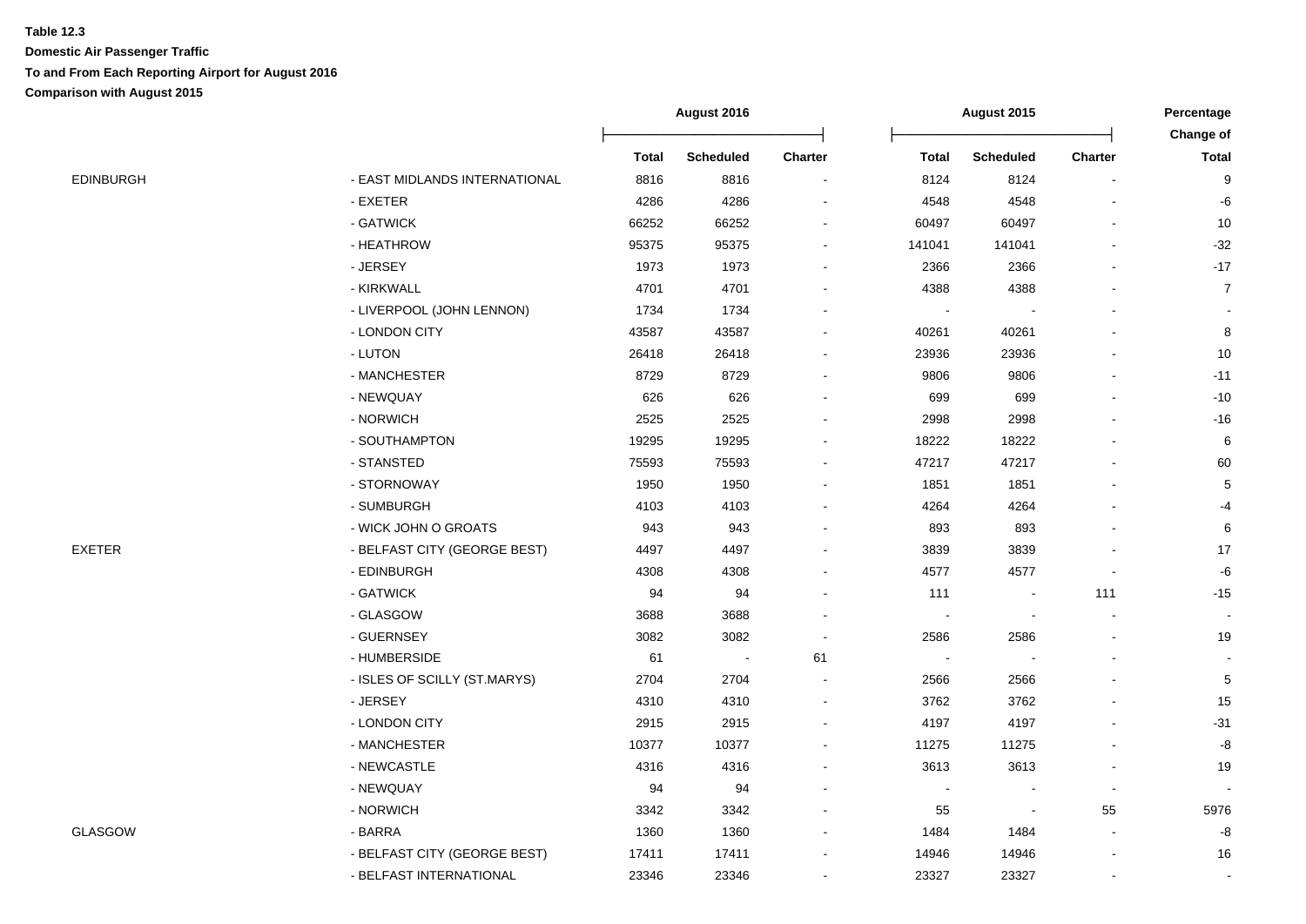**Table 12.3**

**Domestic Air Passenger Traffic**

**To and From Each Reporting Airport for August 2016**

**Comparison with August 2015**

| | | August 2016 | | | August 2015 | | | Percentage Change of |
|---|---|---|---|---|---|---|---|---|
| | | Total | Scheduled | Charter | Total | Scheduled | Charter | Total |
| EDINBURGH | - EAST MIDLANDS INTERNATIONAL | 8816 | 8816 | - | 8124 | 8124 | - | 9 |
| | - EXETER | 4286 | 4286 | - | 4548 | 4548 | - | -6 |
| | - GATWICK | 66252 | 66252 | - | 60497 | 60497 | - | 10 |
| | - HEATHROW | 95375 | 95375 | - | 141041 | 141041 | - | -32 |
| | - JERSEY | 1973 | 1973 | - | 2366 | 2366 | - | -17 |
| | - KIRKWALL | 4701 | 4701 | - | 4388 | 4388 | - | 7 |
| | - LIVERPOOL (JOHN LENNON) | 1734 | 1734 | - | - | - | - | - |
| | - LONDON CITY | 43587 | 43587 | - | 40261 | 40261 | - | 8 |
| | - LUTON | 26418 | 26418 | - | 23936 | 23936 | - | 10 |
| | - MANCHESTER | 8729 | 8729 | - | 9806 | 9806 | - | -11 |
| | - NEWQUAY | 626 | 626 | - | 699 | 699 | - | -10 |
| | - NORWICH | 2525 | 2525 | - | 2998 | 2998 | - | -16 |
| | - SOUTHAMPTON | 19295 | 19295 | - | 18222 | 18222 | - | 6 |
| | - STANSTED | 75593 | 75593 | - | 47217 | 47217 | - | 60 |
| | - STORNOWAY | 1950 | 1950 | - | 1851 | 1851 | - | 5 |
| | - SUMBURGH | 4103 | 4103 | - | 4264 | 4264 | - | -4 |
| | - WICK JOHN O GROATS | 943 | 943 | - | 893 | 893 | - | 6 |
| EXETER | - BELFAST CITY (GEORGE BEST) | 4497 | 4497 | - | 3839 | 3839 | - | 17 |
| | - EDINBURGH | 4308 | 4308 | - | 4577 | 4577 | - | -6 |
| | - GATWICK | 94 | 94 | - | 111 | - | 111 | -15 |
| | - GLASGOW | 3688 | 3688 | - | - | - | - | - |
| | - GUERNSEY | 3082 | 3082 | - | 2586 | 2586 | - | 19 |
| | - HUMBERSIDE | 61 | - | 61 | - | - | - | - |
| | - ISLES OF SCILLY (ST.MARYS) | 2704 | 2704 | - | 2566 | 2566 | - | 5 |
| | - JERSEY | 4310 | 4310 | - | 3762 | 3762 | - | 15 |
| | - LONDON CITY | 2915 | 2915 | - | 4197 | 4197 | - | -31 |
| | - MANCHESTER | 10377 | 10377 | - | 11275 | 11275 | - | -8 |
| | - NEWCASTLE | 4316 | 4316 | - | 3613 | 3613 | - | 19 |
| | - NEWQUAY | 94 | 94 | - | - | - | - | - |
| | - NORWICH | 3342 | 3342 | - | 55 | - | 55 | 5976 |
| GLASGOW | - BARRA | 1360 | 1360 | - | 1484 | 1484 | - | -8 |
| | - BELFAST CITY (GEORGE BEST) | 17411 | 17411 | - | 14946 | 14946 | - | 16 |
| | - BELFAST INTERNATIONAL | 23346 | 23346 | - | 23327 | 23327 | - | - |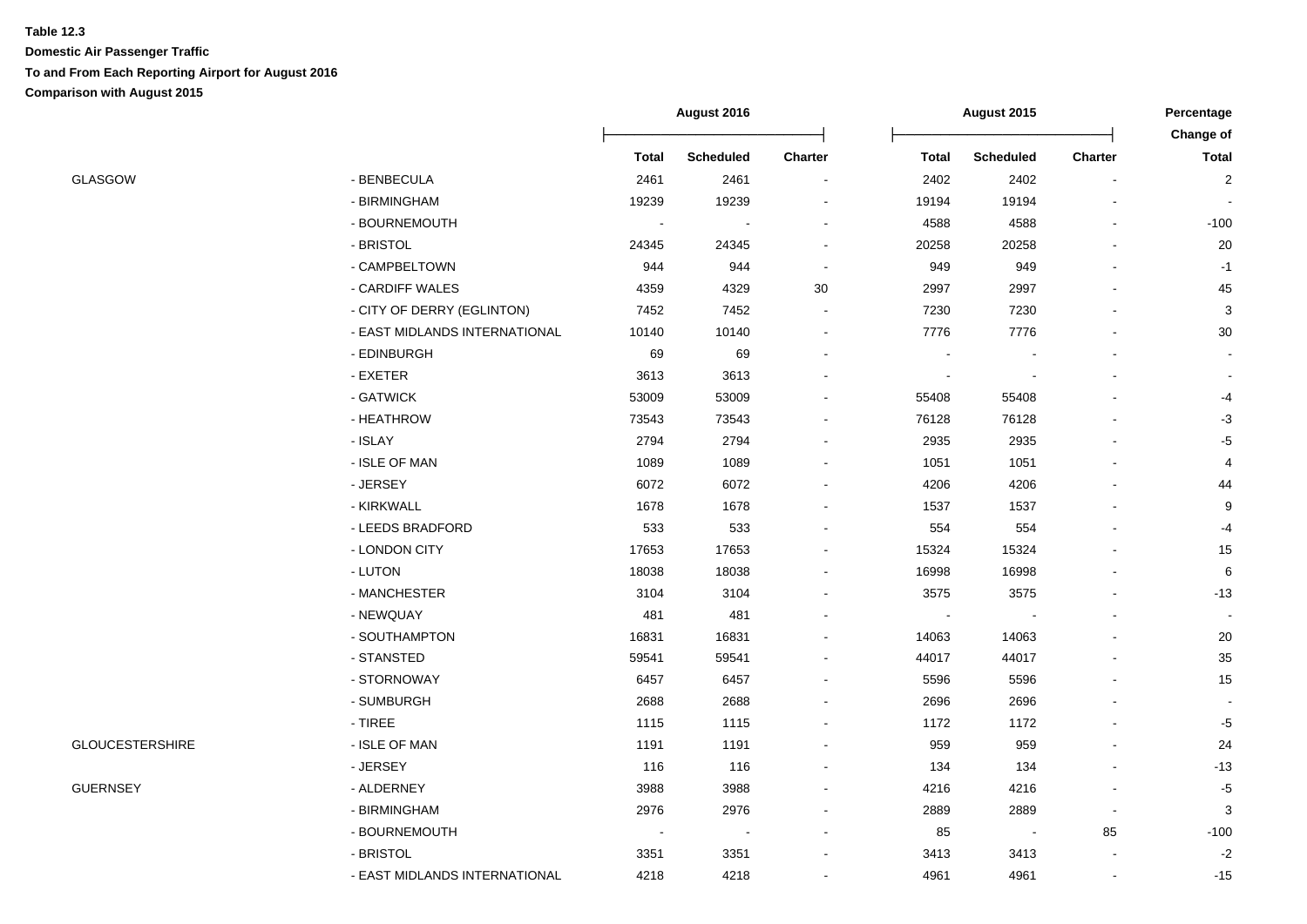**Table 12.3**

**Domestic Air Passenger Traffic**

**To and From Each Reporting Airport for August 2016**

**Comparison with August 2015**

| | | August 2016 | | | August 2015 | | | Percentage Change of |
|---|---|---|---|---|---|---|---|---|
| | | Total | Scheduled | Charter | Total | Scheduled | Charter | Total |
| GLASGOW | - BENBECULA | 2461 | 2461 | - | 2402 | 2402 | - | 2 |
| | - BIRMINGHAM | 19239 | 19239 | - | 19194 | 19194 | - | - |
| | - BOURNEMOUTH | - | - | - | 4588 | 4588 | - | -100 |
| | - BRISTOL | 24345 | 24345 | - | 20258 | 20258 | - | 20 |
| | - CAMPBELTOWN | 944 | 944 | - | 949 | 949 | - | -1 |
| | - CARDIFF WALES | 4359 | 4329 | 30 | 2997 | 2997 | - | 45 |
| | - CITY OF DERRY (EGLINTON) | 7452 | 7452 | - | 7230 | 7230 | - | 3 |
| | - EAST MIDLANDS INTERNATIONAL | 10140 | 10140 | - | 7776 | 7776 | - | 30 |
| | - EDINBURGH | 69 | 69 | - | - | - | - | - |
| | - EXETER | 3613 | 3613 | - | - | - | - | - |
| | - GATWICK | 53009 | 53009 | - | 55408 | 55408 | - | -4 |
| | - HEATHROW | 73543 | 73543 | - | 76128 | 76128 | - | -3 |
| | - ISLAY | 2794 | 2794 | - | 2935 | 2935 | - | -5 |
| | - ISLE OF MAN | 1089 | 1089 | - | 1051 | 1051 | - | 4 |
| | - JERSEY | 6072 | 6072 | - | 4206 | 4206 | - | 44 |
| | - KIRKWALL | 1678 | 1678 | - | 1537 | 1537 | - | 9 |
| | - LEEDS BRADFORD | 533 | 533 | - | 554 | 554 | - | -4 |
| | - LONDON CITY | 17653 | 17653 | - | 15324 | 15324 | - | 15 |
| | - LUTON | 18038 | 18038 | - | 16998 | 16998 | - | 6 |
| | - MANCHESTER | 3104 | 3104 | - | 3575 | 3575 | - | -13 |
| | - NEWQUAY | 481 | 481 | - | - | - | - | - |
| | - SOUTHAMPTON | 16831 | 16831 | - | 14063 | 14063 | - | 20 |
| | - STANSTED | 59541 | 59541 | - | 44017 | 44017 | - | 35 |
| | - STORNOWAY | 6457 | 6457 | - | 5596 | 5596 | - | 15 |
| | - SUMBURGH | 2688 | 2688 | - | 2696 | 2696 | - | - |
| | - TIREE | 1115 | 1115 | - | 1172 | 1172 | - | -5 |
| GLOUCESTERSHIRE | - ISLE OF MAN | 1191 | 1191 | - | 959 | 959 | - | 24 |
| | - JERSEY | 116 | 116 | - | 134 | 134 | - | -13 |
| GUERNSEY | - ALDERNEY | 3988 | 3988 | - | 4216 | 4216 | - | -5 |
| | - BIRMINGHAM | 2976 | 2976 | - | 2889 | 2889 | - | 3 |
| | - BOURNEMOUTH | - | - | - | 85 | - | 85 | -100 |
| | - BRISTOL | 3351 | 3351 | - | 3413 | 3413 | - | -2 |
| | - EAST MIDLANDS INTERNATIONAL | 4218 | 4218 | - | 4961 | 4961 | - | -15 |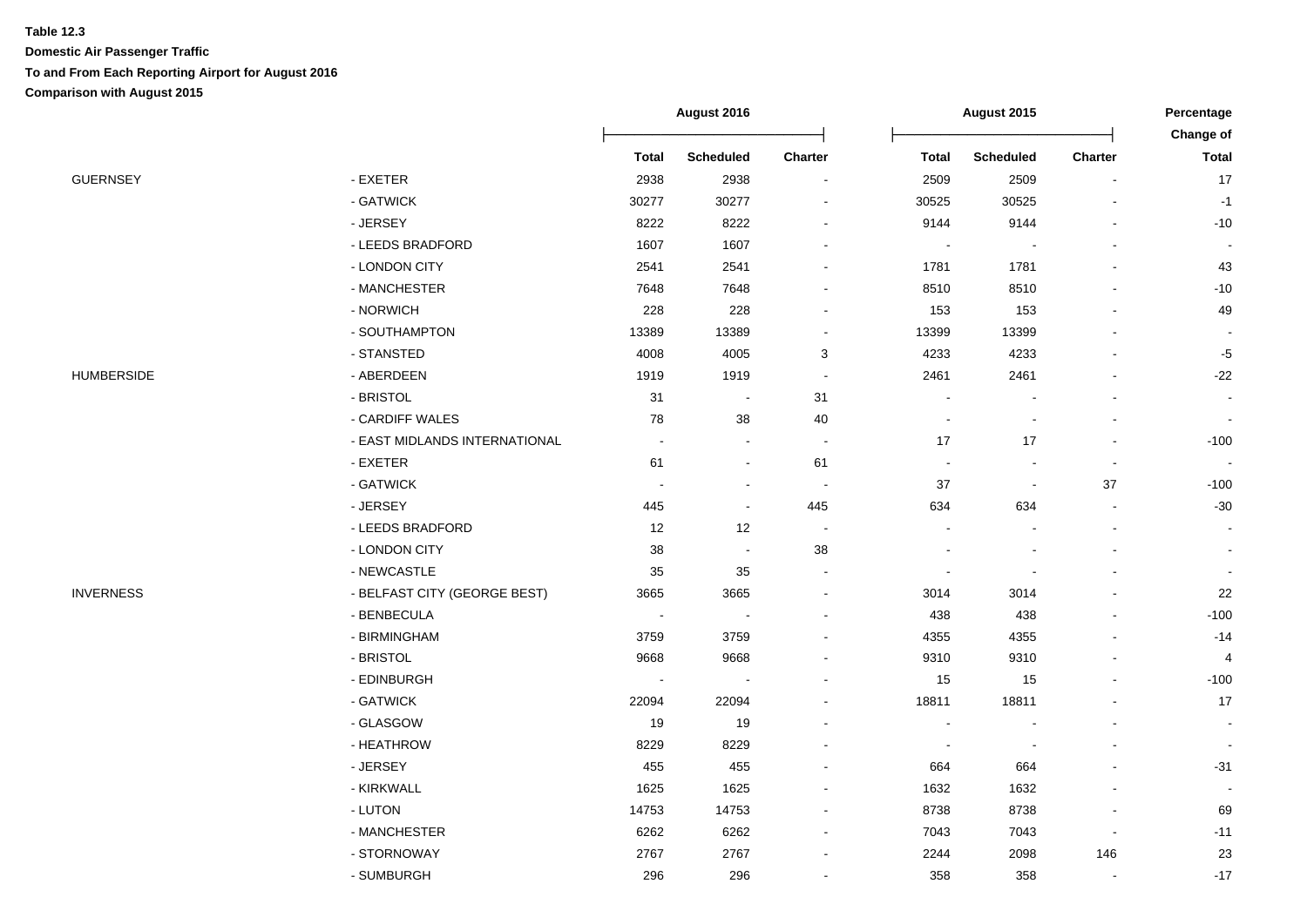**Table 12.3**

**Domestic Air Passenger Traffic**

**To and From Each Reporting Airport for August 2016**

**Comparison with August 2015**

| | | August 2016 | | | August 2015 | | | Percentage Change of |
|---|---|---|---|---|---|---|---|---|
| | | Total | Scheduled | Charter | Total | Scheduled | Charter | Total |
| GUERNSEY | - EXETER | 2938 | 2938 | - | 2509 | 2509 | - | 17 |
| | - GATWICK | 30277 | 30277 | - | 30525 | 30525 | - | -1 |
| | - JERSEY | 8222 | 8222 | - | 9144 | 9144 | - | -10 |
| | - LEEDS BRADFORD | 1607 | 1607 | - | - | - | - | - |
| | - LONDON CITY | 2541 | 2541 | - | 1781 | 1781 | - | 43 |
| | - MANCHESTER | 7648 | 7648 | - | 8510 | 8510 | - | -10 |
| | - NORWICH | 228 | 228 | - | 153 | 153 | - | 49 |
| | - SOUTHAMPTON | 13389 | 13389 | - | 13399 | 13399 | - | - |
| | - STANSTED | 4008 | 4005 | 3 | 4233 | 4233 | - | -5 |
| HUMBERSIDE | - ABERDEEN | 1919 | 1919 | - | 2461 | 2461 | - | -22 |
| | - BRISTOL | 31 | - | 31 | - | - | - | - |
| | - CARDIFF WALES | 78 | 38 | 40 | - | - | - | - |
| | - EAST MIDLANDS INTERNATIONAL | - | - | - | 17 | 17 | - | -100 |
| | - EXETER | 61 | - | 61 | - | - | - | - |
| | - GATWICK | - | - | - | 37 | - | 37 | -100 |
| | - JERSEY | 445 | - | 445 | 634 | 634 | - | -30 |
| | - LEEDS BRADFORD | 12 | 12 | - | - | - | - | - |
| | - LONDON CITY | 38 | - | 38 | - | - | - | - |
| | - NEWCASTLE | 35 | 35 | - | - | - | - | - |
| INVERNESS | - BELFAST CITY (GEORGE BEST) | 3665 | 3665 | - | 3014 | 3014 | - | 22 |
| | - BENBECULA | - | - | - | 438 | 438 | - | -100 |
| | - BIRMINGHAM | 3759 | 3759 | - | 4355 | 4355 | - | -14 |
| | - BRISTOL | 9668 | 9668 | - | 9310 | 9310 | - | 4 |
| | - EDINBURGH | - | - | - | 15 | 15 | - | -100 |
| | - GATWICK | 22094 | 22094 | - | 18811 | 18811 | - | 17 |
| | - GLASGOW | 19 | 19 | - | - | - | - | - |
| | - HEATHROW | 8229 | 8229 | - | - | - | - | - |
| | - JERSEY | 455 | 455 | - | 664 | 664 | - | -31 |
| | - KIRKWALL | 1625 | 1625 | - | 1632 | 1632 | - | - |
| | - LUTON | 14753 | 14753 | - | 8738 | 8738 | - | 69 |
| | - MANCHESTER | 6262 | 6262 | - | 7043 | 7043 | - | -11 |
| | - STORNOWAY | 2767 | 2767 | - | 2244 | 2098 | 146 | 23 |
| | - SUMBURGH | 296 | 296 | - | 358 | 358 | - | -17 |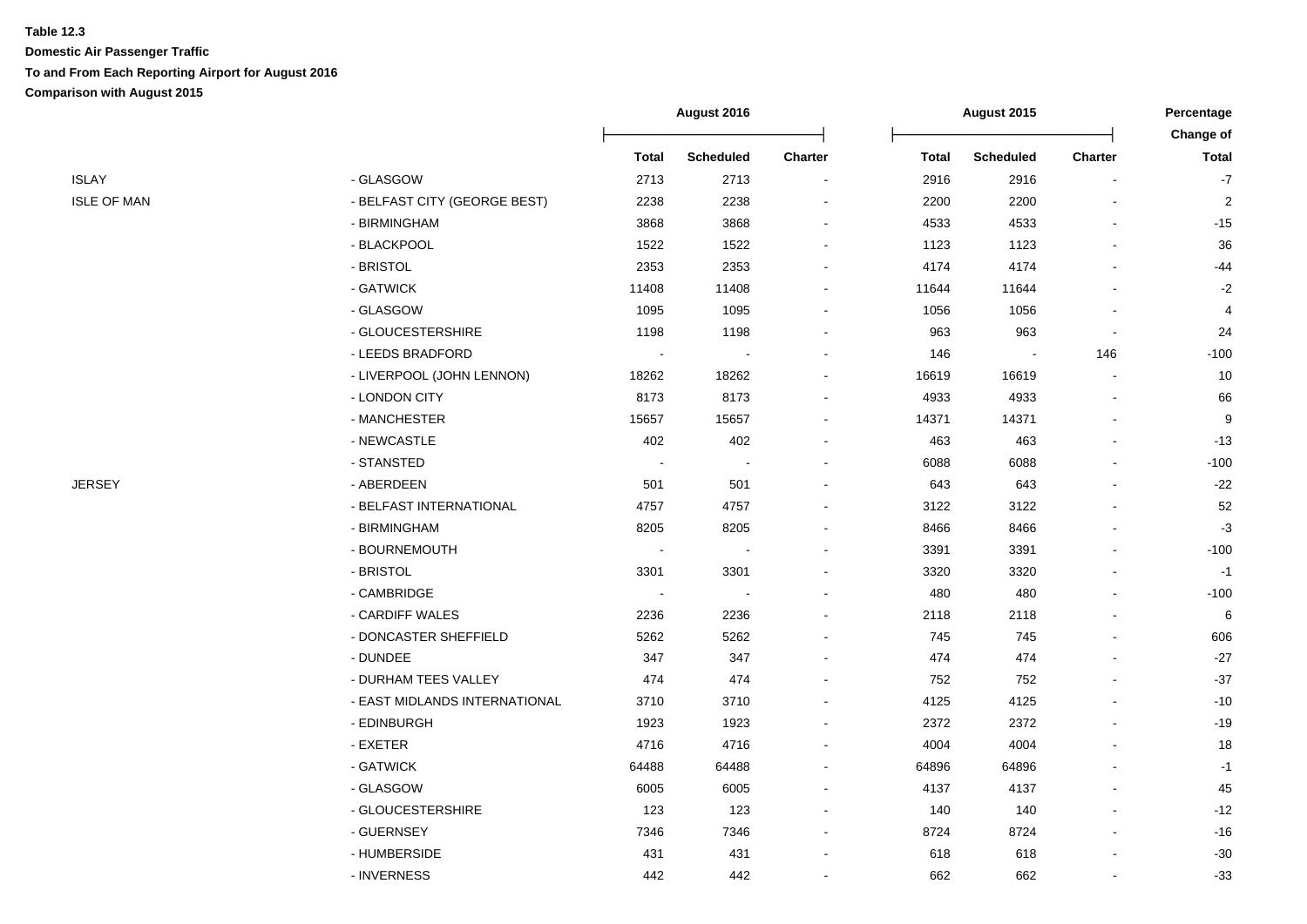**Table 12.3**

**Domestic Air Passenger Traffic**

**To and From Each Reporting Airport for August 2016**

**Comparison with August 2015**

| | | August 2016 | | | August 2015 | | | Percentage Change of |
|---|---|---|---|---|---|---|---|---|
| | | Total | Scheduled | Charter | Total | Scheduled | Charter | Total |
| ISLAY | - GLASGOW | 2713 | 2713 | - | 2916 | 2916 | - | -7 |
| ISLE OF MAN | - BELFAST CITY (GEORGE BEST) | 2238 | 2238 | - | 2200 | 2200 | - | 2 |
| | - BIRMINGHAM | 3868 | 3868 | - | 4533 | 4533 | - | -15 |
| | - BLACKPOOL | 1522 | 1522 | - | 1123 | 1123 | - | 36 |
| | - BRISTOL | 2353 | 2353 | - | 4174 | 4174 | - | -44 |
| | - GATWICK | 11408 | 11408 | - | 11644 | 11644 | - | -2 |
| | - GLASGOW | 1095 | 1095 | - | 1056 | 1056 | - | 4 |
| | - GLOUCESTERSHIRE | 1198 | 1198 | - | 963 | 963 | - | 24 |
| | - LEEDS BRADFORD | - | - | - | 146 | - | 146 | -100 |
| | - LIVERPOOL (JOHN LENNON) | 18262 | 18262 | - | 16619 | 16619 | - | 10 |
| | - LONDON CITY | 8173 | 8173 | - | 4933 | 4933 | - | 66 |
| | - MANCHESTER | 15657 | 15657 | - | 14371 | 14371 | - | 9 |
| | - NEWCASTLE | 402 | 402 | - | 463 | 463 | - | -13 |
| | - STANSTED | - | - | - | 6088 | 6088 | - | -100 |
| JERSEY | - ABERDEEN | 501 | 501 | - | 643 | 643 | - | -22 |
| | - BELFAST INTERNATIONAL | 4757 | 4757 | - | 3122 | 3122 | - | 52 |
| | - BIRMINGHAM | 8205 | 8205 | - | 8466 | 8466 | - | -3 |
| | - BOURNEMOUTH | - | - | - | 3391 | 3391 | - | -100 |
| | - BRISTOL | 3301 | 3301 | - | 3320 | 3320 | - | -1 |
| | - CAMBRIDGE | - | - | - | 480 | 480 | - | -100 |
| | - CARDIFF WALES | 2236 | 2236 | - | 2118 | 2118 | - | 6 |
| | - DONCASTER SHEFFIELD | 5262 | 5262 | - | 745 | 745 | - | 606 |
| | - DUNDEE | 347 | 347 | - | 474 | 474 | - | -27 |
| | - DURHAM TEES VALLEY | 474 | 474 | - | 752 | 752 | - | -37 |
| | - EAST MIDLANDS INTERNATIONAL | 3710 | 3710 | - | 4125 | 4125 | - | -10 |
| | - EDINBURGH | 1923 | 1923 | - | 2372 | 2372 | - | -19 |
| | - EXETER | 4716 | 4716 | - | 4004 | 4004 | - | 18 |
| | - GATWICK | 64488 | 64488 | - | 64896 | 64896 | - | -1 |
| | - GLASGOW | 6005 | 6005 | - | 4137 | 4137 | - | 45 |
| | - GLOUCESTERSHIRE | 123 | 123 | - | 140 | 140 | - | -12 |
| | - GUERNSEY | 7346 | 7346 | - | 8724 | 8724 | - | -16 |
| | - HUMBERSIDE | 431 | 431 | - | 618 | 618 | - | -30 |
| | - INVERNESS | 442 | 442 | - | 662 | 662 | - | -33 |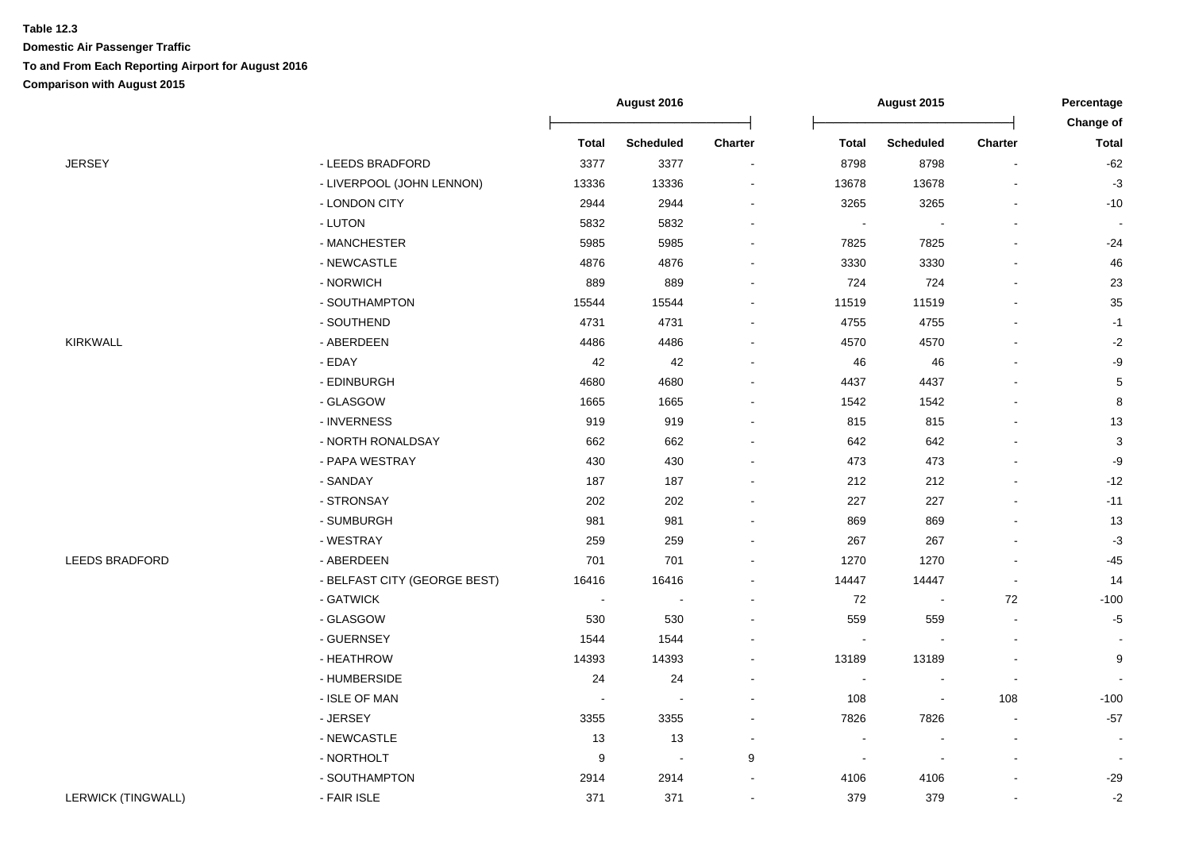**Table 12.3**

**Domestic Air Passenger Traffic**

**To and From Each Reporting Airport for August 2016**

**Comparison with August 2015**

| | | August 2016 | | | August 2015 | | | Percentage Change of |
|---|---|---|---|---|---|---|---|---|
| | | Total | Scheduled | Charter | Total | Scheduled | Charter | Total |
| JERSEY | - LEEDS BRADFORD | 3377 | 3377 | - | 8798 | 8798 | - | -62 |
| | - LIVERPOOL (JOHN LENNON) | 13336 | 13336 | - | 13678 | 13678 | - | -3 |
| | - LONDON CITY | 2944 | 2944 | - | 3265 | 3265 | - | -10 |
| | - LUTON | 5832 | 5832 | - | - | - | - | - |
| | - MANCHESTER | 5985 | 5985 | - | 7825 | 7825 | - | -24 |
| | - NEWCASTLE | 4876 | 4876 | - | 3330 | 3330 | - | 46 |
| | - NORWICH | 889 | 889 | - | 724 | 724 | - | 23 |
| | - SOUTHAMPTON | 15544 | 15544 | - | 11519 | 11519 | - | 35 |
| | - SOUTHEND | 4731 | 4731 | - | 4755 | 4755 | - | -1 |
| KIRKWALL | - ABERDEEN | 4486 | 4486 | - | 4570 | 4570 | - | -2 |
| | - EDAY | 42 | 42 | - | 46 | 46 | - | -9 |
| | - EDINBURGH | 4680 | 4680 | - | 4437 | 4437 | - | 5 |
| | - GLASGOW | 1665 | 1665 | - | 1542 | 1542 | - | 8 |
| | - INVERNESS | 919 | 919 | - | 815 | 815 | - | 13 |
| | - NORTH RONALDSAY | 662 | 662 | - | 642 | 642 | - | 3 |
| | - PAPA WESTRAY | 430 | 430 | - | 473 | 473 | - | -9 |
| | - SANDAY | 187 | 187 | - | 212 | 212 | - | -12 |
| | - STRONSAY | 202 | 202 | - | 227 | 227 | - | -11 |
| | - SUMBURGH | 981 | 981 | - | 869 | 869 | - | 13 |
| | - WESTRAY | 259 | 259 | - | 267 | 267 | - | -3 |
| LEEDS BRADFORD | - ABERDEEN | 701 | 701 | - | 1270 | 1270 | - | -45 |
| | - BELFAST CITY (GEORGE BEST) | 16416 | 16416 | - | 14447 | 14447 | - | 14 |
| | - GATWICK | - | - | - | 72 | - | 72 | -100 |
| | - GLASGOW | 530 | 530 | - | 559 | 559 | - | -5 |
| | - GUERNSEY | 1544 | 1544 | - | - | - | - | - |
| | - HEATHROW | 14393 | 14393 | - | 13189 | 13189 | - | 9 |
| | - HUMBERSIDE | 24 | 24 | - | - | - | - | - |
| | - ISLE OF MAN | - | - | - | 108 | - | 108 | -100 |
| | - JERSEY | 3355 | 3355 | - | 7826 | 7826 | - | -57 |
| | - NEWCASTLE | 13 | 13 | - | - | - | - | - |
| | - NORTHOLT | 9 | - | 9 | - | - | - | - |
| | - SOUTHAMPTON | 2914 | 2914 | - | 4106 | 4106 | - | -29 |
| LERWICK (TINGWALL) | - FAIR ISLE | 371 | 371 | - | 379 | 379 | - | -2 |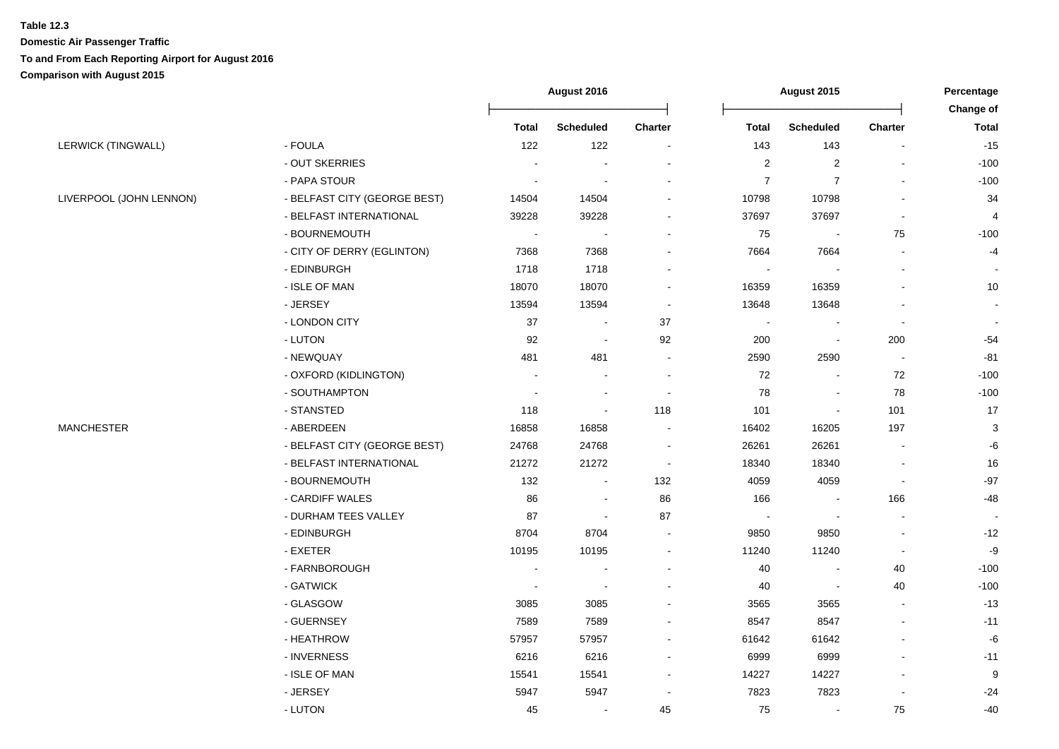**Table 12.3**

**Domestic Air Passenger Traffic**

**To and From Each Reporting Airport for August 2016**

**Comparison with August 2015**

| | | August 2016 | | | August 2015 | | | Percentage Change of |
|---|---|---|---|---|---|---|---|---|
| | | Total | Scheduled | Charter | Total | Scheduled | Charter | Total |
| LERWICK (TINGWALL) | - FOULA | 122 | 122 | - | 143 | 143 | - | -15 |
| | - OUT SKERRIES | - | - | - | 2 | 2 | - | -100 |
| | - PAPA STOUR | - | - | - | 7 | 7 | - | -100 |
| LIVERPOOL (JOHN LENNON) | - BELFAST CITY (GEORGE BEST) | 14504 | 14504 | - | 10798 | 10798 | - | 34 |
| | - BELFAST INTERNATIONAL | 39228 | 39228 | - | 37697 | 37697 | - | 4 |
| | - BOURNEMOUTH | - | - | - | 75 | - | 75 | -100 |
| | - CITY OF DERRY (EGLINTON) | 7368 | 7368 | - | 7664 | 7664 | - | -4 |
| | - EDINBURGH | 1718 | 1718 | - | - | - | - | - |
| | - ISLE OF MAN | 18070 | 18070 | - | 16359 | 16359 | - | 10 |
| | - JERSEY | 13594 | 13594 | - | 13648 | 13648 | - | - |
| | - LONDON CITY | 37 | - | 37 | - | - | - | - |
| | - LUTON | 92 | - | 92 | 200 | - | 200 | -54 |
| | - NEWQUAY | 481 | 481 | - | 2590 | 2590 | - | -81 |
| | - OXFORD (KIDLINGTON) | - | - | - | 72 | - | 72 | -100 |
| | - SOUTHAMPTON | - | - | - | 78 | - | 78 | -100 |
| | - STANSTED | 118 | - | 118 | 101 | - | 101 | 17 |
| MANCHESTER | - ABERDEEN | 16858 | 16858 | - | 16402 | 16205 | 197 | 3 |
| | - BELFAST CITY (GEORGE BEST) | 24768 | 24768 | - | 26261 | 26261 | - | -6 |
| | - BELFAST INTERNATIONAL | 21272 | 21272 | - | 18340 | 18340 | - | 16 |
| | - BOURNEMOUTH | 132 | - | 132 | 4059 | 4059 | - | -97 |
| | - CARDIFF WALES | 86 | - | 86 | 166 | - | 166 | -48 |
| | - DURHAM TEES VALLEY | 87 | - | 87 | - | - | - | - |
| | - EDINBURGH | 8704 | 8704 | - | 9850 | 9850 | - | -12 |
| | - EXETER | 10195 | 10195 | - | 11240 | 11240 | - | -9 |
| | - FARNBOROUGH | - | - | - | 40 | - | 40 | -100 |
| | - GATWICK | - | - | - | 40 | - | 40 | -100 |
| | - GLASGOW | 3085 | 3085 | - | 3565 | 3565 | - | -13 |
| | - GUERNSEY | 7589 | 7589 | - | 8547 | 8547 | - | -11 |
| | - HEATHROW | 57957 | 57957 | - | 61642 | 61642 | - | -6 |
| | - INVERNESS | 6216 | 6216 | - | 6999 | 6999 | - | -11 |
| | - ISLE OF MAN | 15541 | 15541 | - | 14227 | 14227 | - | 9 |
| | - JERSEY | 5947 | 5947 | - | 7823 | 7823 | - | -24 |
| | - LUTON | 45 | - | 45 | 75 | - | 75 | -40 |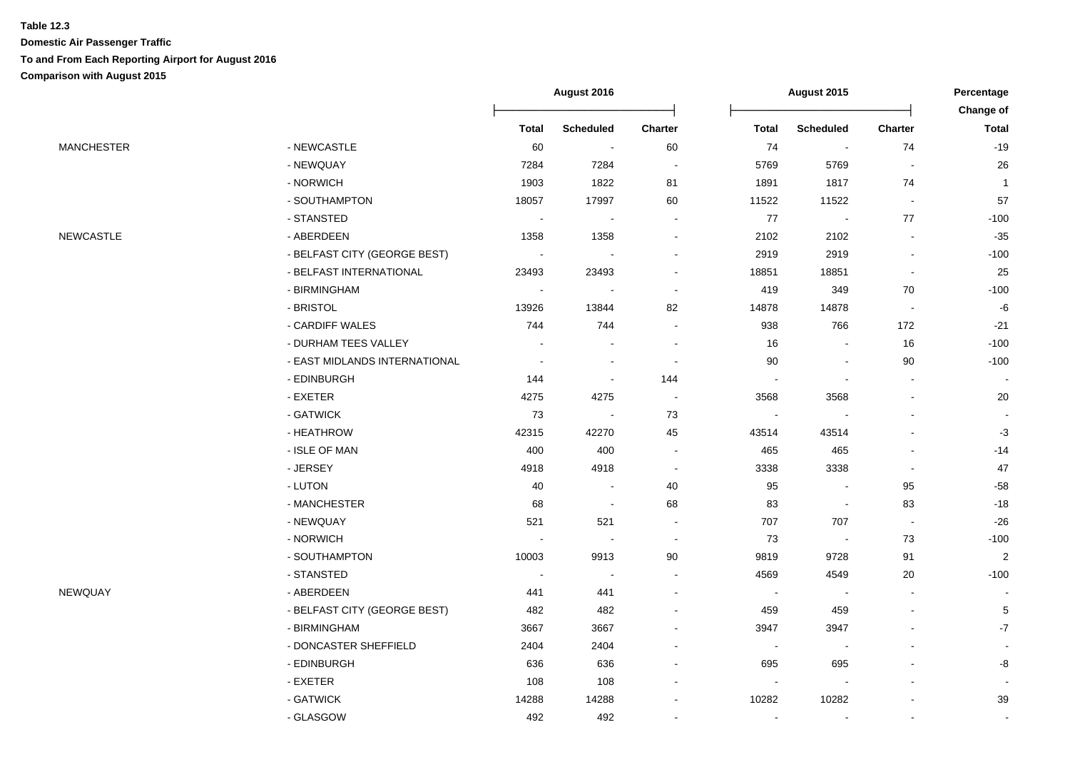**Table 12.3**

**Domestic Air Passenger Traffic**

**To and From Each Reporting Airport for August 2016**

**Comparison with August 2015**

| | | August 2016 | | | August 2015 | | | Percentage Change of |
|---|---|---|---|---|---|---|---|---|
| | | **Total** | **Scheduled** | **Charter** | **Total** | **Scheduled** | **Charter** | **Total** |
| MANCHESTER | - NEWCASTLE | 60 | - | 60 | 74 | - | 74 | -19 |
| | - NEWQUAY | 7284 | 7284 | - | 5769 | 5769 | - | 26 |
| | - NORWICH | 1903 | 1822 | 81 | 1891 | 1817 | 74 | 1 |
| | - SOUTHAMPTON | 18057 | 17997 | 60 | 11522 | 11522 | - | 57 |
| | - STANSTED | - | - | - | 77 | - | 77 | -100 |
| NEWCASTLE | - ABERDEEN | 1358 | 1358 | - | 2102 | 2102 | - | -35 |
| | - BELFAST CITY (GEORGE BEST) | - | - | - | 2919 | 2919 | - | -100 |
| | - BELFAST INTERNATIONAL | 23493 | 23493 | - | 18851 | 18851 | - | 25 |
| | - BIRMINGHAM | - | - | - | 419 | 349 | 70 | -100 |
| | - BRISTOL | 13926 | 13844 | 82 | 14878 | 14878 | - | -6 |
| | - CARDIFF WALES | 744 | 744 | - | 938 | 766 | 172 | -21 |
| | - DURHAM TEES VALLEY | - | - | - | 16 | - | 16 | -100 |
| | - EAST MIDLANDS INTERNATIONAL | - | - | - | 90 | - | 90 | -100 |
| | - EDINBURGH | 144 | - | 144 | - | - | - | - |
| | - EXETER | 4275 | 4275 | - | 3568 | 3568 | - | 20 |
| | - GATWICK | 73 | - | 73 | - | - | - | - |
| | - HEATHROW | 42315 | 42270 | 45 | 43514 | 43514 | - | -3 |
| | - ISLE OF MAN | 400 | 400 | - | 465 | 465 | - | -14 |
| | - JERSEY | 4918 | 4918 | - | 3338 | 3338 | - | 47 |
| | - LUTON | 40 | - | 40 | 95 | - | 95 | -58 |
| | - MANCHESTER | 68 | - | 68 | 83 | - | 83 | -18 |
| | - NEWQUAY | 521 | 521 | - | 707 | 707 | - | -26 |
| | - NORWICH | - | - | - | 73 | - | 73 | -100 |
| | - SOUTHAMPTON | 10003 | 9913 | 90 | 9819 | 9728 | 91 | 2 |
| | - STANSTED | - | - | - | 4569 | 4549 | 20 | -100 |
| NEWQUAY | - ABERDEEN | 441 | 441 | - | - | - | - | - |
| | - BELFAST CITY (GEORGE BEST) | 482 | 482 | - | 459 | 459 | - | 5 |
| | - BIRMINGHAM | 3667 | 3667 | - | 3947 | 3947 | - | -7 |
| | - DONCASTER SHEFFIELD | 2404 | 2404 | - | - | - | - | - |
| | - EDINBURGH | 636 | 636 | - | 695 | 695 | - | -8 |
| | - EXETER | 108 | 108 | - | - | - | - | - |
| | - GATWICK | 14288 | 14288 | - | 10282 | 10282 | - | 39 |
| | - GLASGOW | 492 | 492 | - | - | - | - | - |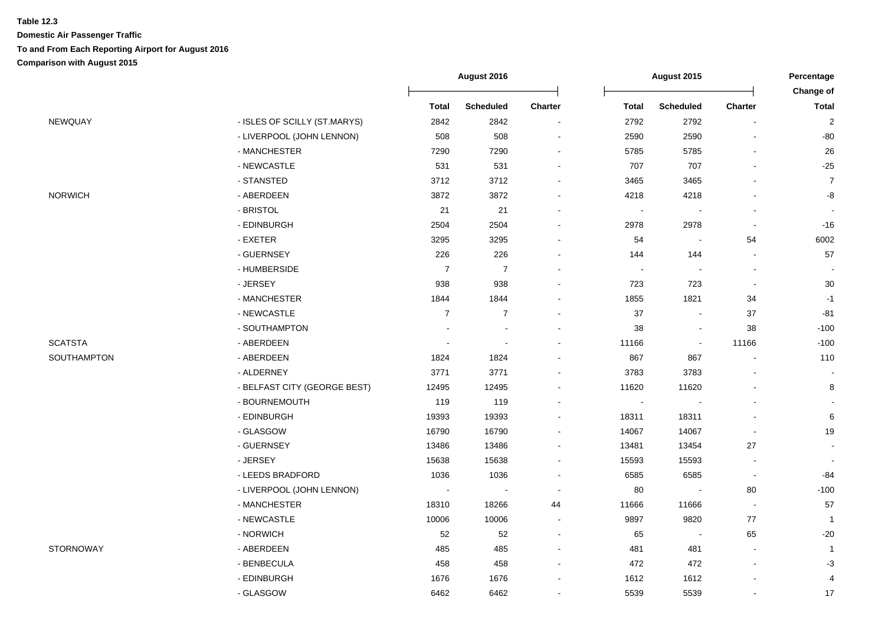**Table 12.3**

**Domestic Air Passenger Traffic**

**To and From Each Reporting Airport for August 2016**

**Comparison with August 2015**

| | | August 2016 | | | August 2015 | | | Percentage Change of |
|---|---|---|---|---|---|---|---|---|
| | | Total | Scheduled | Charter | Total | Scheduled | Charter | Total |
| NEWQUAY | - ISLES OF SCILLY (ST.MARYS) | 2842 | 2842 | - | 2792 | 2792 | - | 2 |
| | - LIVERPOOL (JOHN LENNON) | 508 | 508 | - | 2590 | 2590 | - | -80 |
| | - MANCHESTER | 7290 | 7290 | - | 5785 | 5785 | - | 26 |
| | - NEWCASTLE | 531 | 531 | - | 707 | 707 | - | -25 |
| | - STANSTED | 3712 | 3712 | - | 3465 | 3465 | - | 7 |
| NORWICH | - ABERDEEN | 3872 | 3872 | - | 4218 | 4218 | - | -8 |
| | - BRISTOL | 21 | 21 | - | - | - | - | - |
| | - EDINBURGH | 2504 | 2504 | - | 2978 | 2978 | - | -16 |
| | - EXETER | 3295 | 3295 | - | 54 | - | 54 | 6002 |
| | - GUERNSEY | 226 | 226 | - | 144 | 144 | - | 57 |
| | - HUMBERSIDE | 7 | 7 | - | - | - | - | - |
| | - JERSEY | 938 | 938 | - | 723 | 723 | - | 30 |
| | - MANCHESTER | 1844 | 1844 | - | 1855 | 1821 | 34 | -1 |
| | - NEWCASTLE | 7 | 7 | - | 37 | - | 37 | -81 |
| | - SOUTHAMPTON | - | - | - | 38 | - | 38 | -100 |
| SCATSTA | - ABERDEEN | - | - | - | 11166 | - | 11166 | -100 |
| SOUTHAMPTON | - ABERDEEN | 1824 | 1824 | - | 867 | 867 | - | 110 |
| | - ALDERNEY | 3771 | 3771 | - | 3783 | 3783 | - | - |
| | - BELFAST CITY (GEORGE BEST) | 12495 | 12495 | - | 11620 | 11620 | - | 8 |
| | - BOURNEMOUTH | 119 | 119 | - | - | - | - | - |
| | - EDINBURGH | 19393 | 19393 | - | 18311 | 18311 | - | 6 |
| | - GLASGOW | 16790 | 16790 | - | 14067 | 14067 | - | 19 |
| | - GUERNSEY | 13486 | 13486 | - | 13481 | 13454 | 27 | - |
| | - JERSEY | 15638 | 15638 | - | 15593 | 15593 | - | - |
| | - LEEDS BRADFORD | 1036 | 1036 | - | 6585 | 6585 | - | -84 |
| | - LIVERPOOL (JOHN LENNON) | - | - | - | 80 | - | 80 | -100 |
| | - MANCHESTER | 18310 | 18266 | 44 | 11666 | 11666 | - | 57 |
| | - NEWCASTLE | 10006 | 10006 | - | 9897 | 9820 | 77 | 1 |
| | - NORWICH | 52 | 52 | - | 65 | - | 65 | -20 |
| STORNOWAY | - ABERDEEN | 485 | 485 | - | 481 | 481 | - | 1 |
| | - BENBECULA | 458 | 458 | - | 472 | 472 | - | -3 |
| | - EDINBURGH | 1676 | 1676 | - | 1612 | 1612 | - | 4 |
| | - GLASGOW | 6462 | 6462 | - | 5539 | 5539 | - | 17 |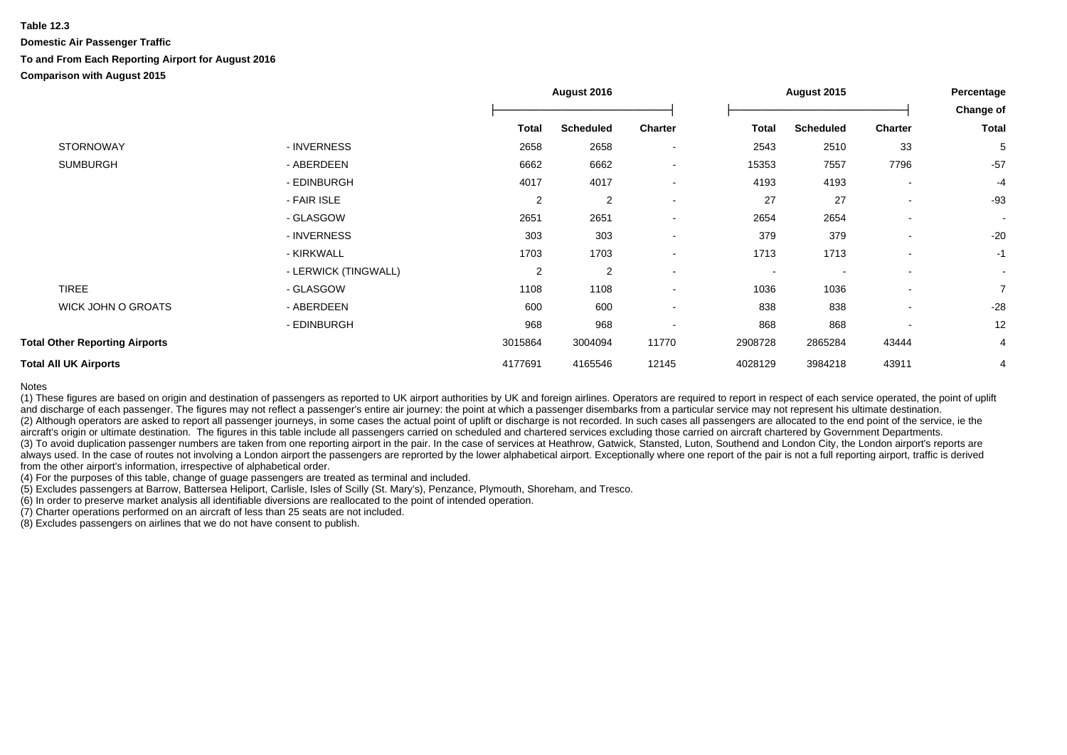**Table 12.3**

**Domestic Air Passenger Traffic**

**To and From Each Reporting Airport for August 2016**

**Comparison with August 2015**

| | | August 2016 | | | August 2015 | | | Percentage Change of |
|---|---|---|---|---|---|---|---|---|
| | | **Total** | **Scheduled** | **Charter** | **Total** | **Scheduled** | **Charter** | **Total** |
| STORNOWAY | - INVERNESS | 2658 | 2658 | - | 2543 | 2510 | 33 | 5 |
| SUMBURGH | - ABERDEEN | 6662 | 6662 | - | 15353 | 7557 | 7796 | -57 |
| | - EDINBURGH | 4017 | 4017 | - | 4193 | 4193 | - | -4 |
| | - FAIR ISLE | 2 | 2 | - | 27 | 27 | - | -93 |
| | - GLASGOW | 2651 | 2651 | - | 2654 | 2654 | - | - |
| | - INVERNESS | 303 | 303 | - | 379 | 379 | - | -20 |
| | - KIRKWALL | 1703 | 1703 | - | 1713 | 1713 | - | -1 |
| | - LERWICK (TINGWALL) | 2 | 2 | - | - | - | - | - |
| TIREE | - GLASGOW | 1108 | 1108 | - | 1036 | 1036 | - | 7 |
| WICK JOHN O GROATS | - ABERDEEN | 600 | 600 | - | 838 | 838 | - | -28 |
| | - EDINBURGH | 968 | 968 | - | 868 | 868 | - | 12 |
| **Total Other Reporting Airports** | | 3015864 | 3004094 | 11770 | 2908728 | 2865284 | 43444 | 4 |
| **Total All UK Airports** | | 4177691 | 4165546 | 12145 | 4028129 | 3984218 | 43911 | 4 |

Notes

(1) These figures are based on origin and destination of passengers as reported to UK airport authorities by UK and foreign airlines. Operators are required to report in respect of each service operated, the point of uplift and discharge of each passenger. The figures may not reflect a passenger's entire air journey: the point at which a passenger disembarks from a particular service may not represent his ultimate destination.

(2) Although operators are asked to report all passenger journeys, in some cases the actual point of uplift or discharge is not recorded. In such cases all passengers are allocated to the end point of the service, ie the aircraft's origin or ultimate destination. The figures in this table include all passengers carried on scheduled and chartered services excluding those carried on aircraft chartered by Government Departments.

(3) To avoid duplication passenger numbers are taken from one reporting airport in the pair. In the case of services at Heathrow, Gatwick, Stansted, Luton, Southend and London City, the London airport's reports are always used. In the case of routes not involving a London airport the passengers are reprorted by the lower alphabetical airport. Exceptionally where one report of the pair is not a full reporting airport, traffic is derived from the other airport's information, irrespective of alphabetical order.

(4) For the purposes of this table, change of guage passengers are treated as terminal and included.

(5) Excludes passengers at Barrow, Battersea Heliport, Carlisle, Isles of Scilly (St. Mary's), Penzance, Plymouth, Shoreham, and Tresco.

(6) In order to preserve market analysis all identifiable diversions are reallocated to the point of intended operation.

(7) Charter operations performed on an aircraft of less than 25 seats are not included.

(8) Excludes passengers on airlines that we do not have consent to publish.